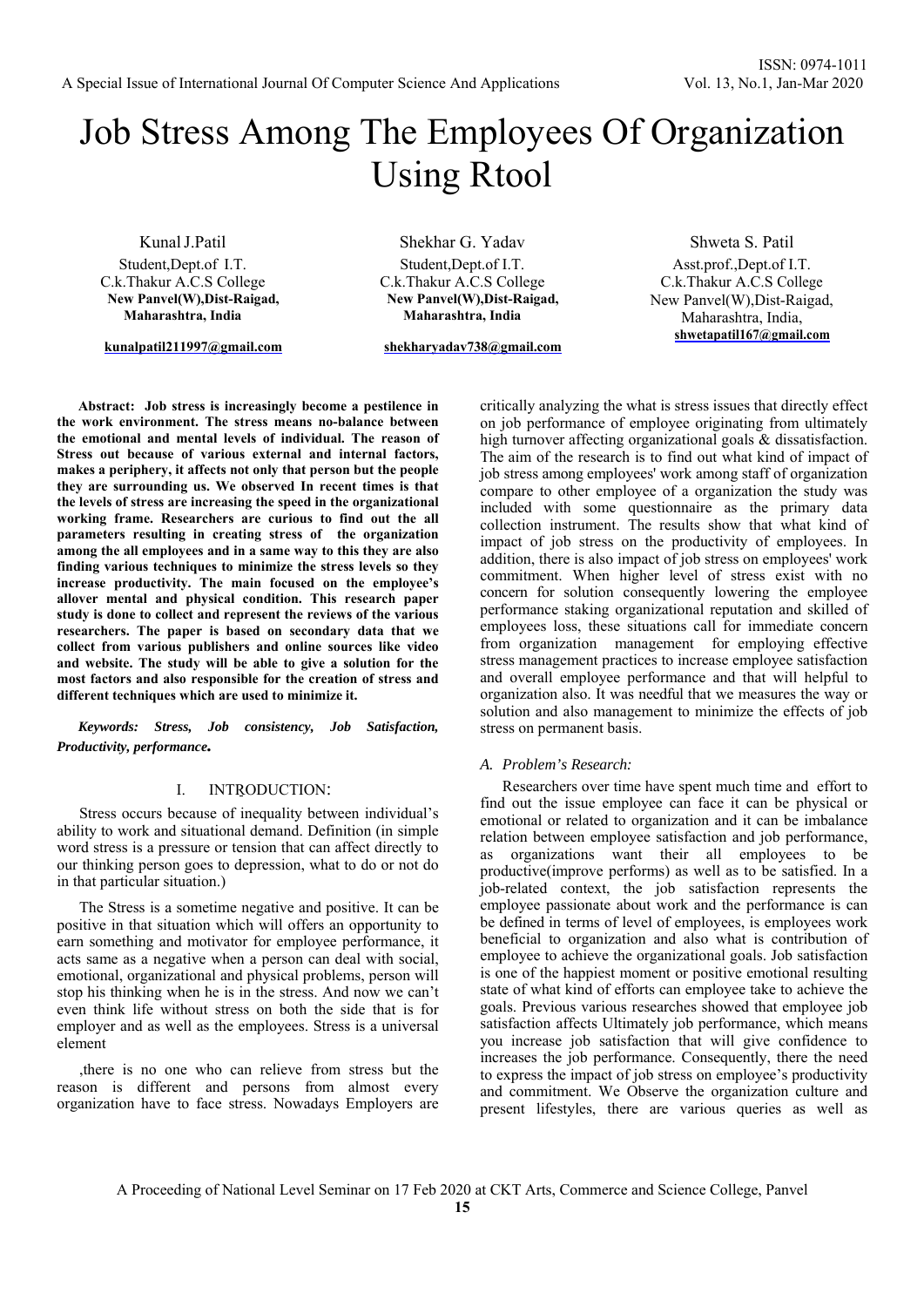# Job Stress Among The Employees Of Organization Using Rtool

Kunal J.Patil
Student,Dept.of I.T.
C.k.Thakur A.C.S College
**New Panvel(W),Dist-Raigad, Maharashtra, India**
**kunalpatil211997@gmail.com**

Shekhar G. Yadav
Student,Dept.of I.T.
C.k.Thakur A.C.S College
**New Panvel(W),Dist-Raigad, Maharashtra, India**
**shekharyadav738@gmail.com**

Shweta S. Patil
Asst.prof.,Dept.of I.T.
C.k.Thakur A.C.S College
New Panvel(W),Dist-Raigad, Maharashtra, India,
**shwetapatil167@gmail.com**

***Abstract:*** **Job stress is increasingly become a pestilence in the work environment. The stress means no-balance between the emotional and mental levels of individual. The reason of Stress out because of various external and internal factors, makes a periphery, it affects not only that person but the people they are surrounding us. We observed In recent times is that the levels of stress are increasing the speed in the organizational working frame. Researchers are curious to find out the all parameters resulting in creating stress of the organization among the all employees and in a same way to this they are also finding various techniques to minimize the stress levels so they increase productivity. The main focused on the employee's allover mental and physical condition. This research paper study is done to collect and represent the reviews of the various researchers. The paper is based on secondary data that we collect from various publishers and online sources like video and website. The study will be able to give a solution for the most factors and also responsible for the creation of stress and different techniques which are used to minimize it.**

***Keywords: Stress, Job consistency, Job Satisfaction, Productivity, performance.***

## I. INTRODUCTION:

Stress occurs because of inequality between individual's ability to work and situational demand. Definition (in simple word stress is a pressure or tension that can affect directly to our thinking person goes to depression, what to do or not do in that particular situation.)

The Stress is a sometime negative and positive. It can be positive in that situation which will offers an opportunity to earn something and motivator for employee performance, it acts same as a negative when a person can deal with social, emotional, organizational and physical problems, person will stop his thinking when he is in the stress. And now we can't even think life without stress on both the side that is for employer and as well as the employees. Stress is a universal element

,there is no one who can relieve from stress but the reason is different and persons from almost every organization have to face stress. Nowadays Employers are critically analyzing the what is stress issues that directly effect on job performance of employee originating from ultimately high turnover affecting organizational goals & dissatisfaction. The aim of the research is to find out what kind of impact of job stress among employees' work among staff of organization compare to other employee of a organization the study was included with some questionnaire as the primary data collection instrument. The results show that what kind of impact of job stress on the productivity of employees. In addition, there is also impact of job stress on employees' work commitment. When higher level of stress exist with no concern for solution consequently lowering the employee performance staking organizational reputation and skilled of employees loss, these situations call for immediate concern from organization management for employing effective stress management practices to increase employee satisfaction and overall employee performance and that will helpful to organization also. It was needful that we measures the way or solution and also management to minimize the effects of job stress on permanent basis.

### *A. Problem's Research:*

Researchers over time have spent much time and effort to find out the issue employee can face it can be physical or emotional or related to organization and it can be imbalance relation between employee satisfaction and job performance, as organizations want their all employees to be productive(improve performs) as well as to be satisfied. In a job-related context, the job satisfaction represents the employee passionate about work and the performance is can be defined in terms of level of employees, is employees work beneficial to organization and also what is contribution of employee to achieve the organizational goals. Job satisfaction is one of the happiest moment or positive emotional resulting state of what kind of efforts can employee take to achieve the goals. Previous various researches showed that employee job satisfaction affects Ultimately job performance, which means you increase job satisfaction that will give confidence to increases the job performance. Consequently, there the need to express the impact of job stress on employee's productivity and commitment. We Observe the organization culture and present lifestyles, there are various queries as well as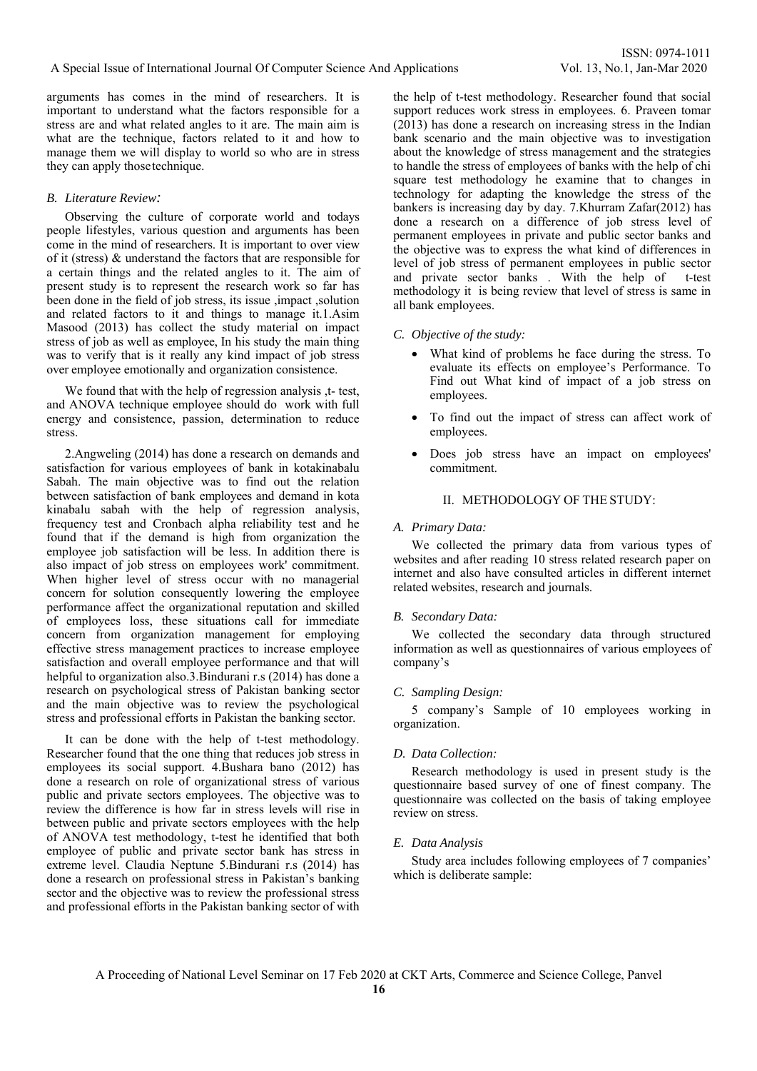arguments has comes in the mind of researchers. It is important to understand what the factors responsible for a stress are and what related angles to it are. The main aim is what are the technique, factors related to it and how to manage them we will display to world so who are in stress they can apply those technique.

### *B. Literature Review:*

Observing the culture of corporate world and todays people lifestyles, various question and arguments has been come in the mind of researchers. It is important to over view of it (stress) & understand the factors that are responsible for a certain things and the related angles to it. The aim of present study is to represent the research work so far has been done in the field of job stress, its issue ,impact ,solution and related factors to it and things to manage it.1.Asim Masood (2013) has collect the study material on impact stress of job as well as employee, In his study the main thing was to verify that is it really any kind impact of job stress over employee emotionally and organization consistence.

We found that with the help of regression analysis ,t- test, and ANOVA technique employee should do work with full energy and consistence, passion, determination to reduce stress.

2.Angweling (2014) has done a research on demands and satisfaction for various employees of bank in kotakinabalu Sabah. The main objective was to find out the relation between satisfaction of bank employees and demand in kota kinabalu sabah with the help of regression analysis, frequency test and Cronbach alpha reliability test and he found that if the demand is high from organization the employee job satisfaction will be less. In addition there is also impact of job stress on employees work' commitment. When higher level of stress occur with no managerial concern for solution consequently lowering the employee performance affect the organizational reputation and skilled of employees loss, these situations call for immediate concern from organization management for employing effective stress management practices to increase employee satisfaction and overall employee performance and that will helpful to organization also.3.Bindurani r.s (2014) has done a research on psychological stress of Pakistan banking sector and the main objective was to review the psychological stress and professional efforts in Pakistan the banking sector.

It can be done with the help of t-test methodology. Researcher found that the one thing that reduces job stress in employees its social support. 4.Bushara bano (2012) has done a research on role of organizational stress of various public and private sectors employees. The objective was to review the difference is how far in stress levels will rise in between public and private sectors employees with the help of ANOVA test methodology, t-test he identified that both employee of public and private sector bank has stress in extreme level. Claudia Neptune 5.Bindurani r.s (2014) has done a research on professional stress in Pakistan's banking sector and the objective was to review the professional stress and professional efforts in the Pakistan banking sector of with the help of t-test methodology. Researcher found that social support reduces work stress in employees. 6. Praveen tomar (2013) has done a research on increasing stress in the Indian bank scenario and the main objective was to investigation about the knowledge of stress management and the strategies to handle the stress of employees of banks with the help of chi square test methodology he examine that to changes in technology for adapting the knowledge the stress of the bankers is increasing day by day. 7.Khurram Zafar(2012) has done a research on a difference of job stress level of permanent employees in private and public sector banks and the objective was to express the what kind of differences in level of job stress of permanent employees in public sector and private sector banks . With the help of t-test methodology it is being review that level of stress is same in all bank employees.

### *C. Objective of the study:*

- What kind of problems he face during the stress. To evaluate its effects on employee's Performance. To Find out What kind of impact of a job stress on employees.
- To find out the impact of stress can affect work of employees.
- Does job stress have an impact on employees' commitment.

## II. METHODOLOGY OF THE STUDY:

### *A. Primary Data:*

We collected the primary data from various types of websites and after reading 10 stress related research paper on internet and also have consulted articles in different internet related websites, research and journals.

### *B. Secondary Data:*

We collected the secondary data through structured information as well as questionnaires of various employees of company's

### *C. Sampling Design:*

5 company's Sample of 10 employees working in organization.

### *D. Data Collection:*

Research methodology is used in present study is the questionnaire based survey of one of finest company. The questionnaire was collected on the basis of taking employee review on stress.

### *E. Data Analysis*

Study area includes following employees of 7 companies' which is deliberate sample: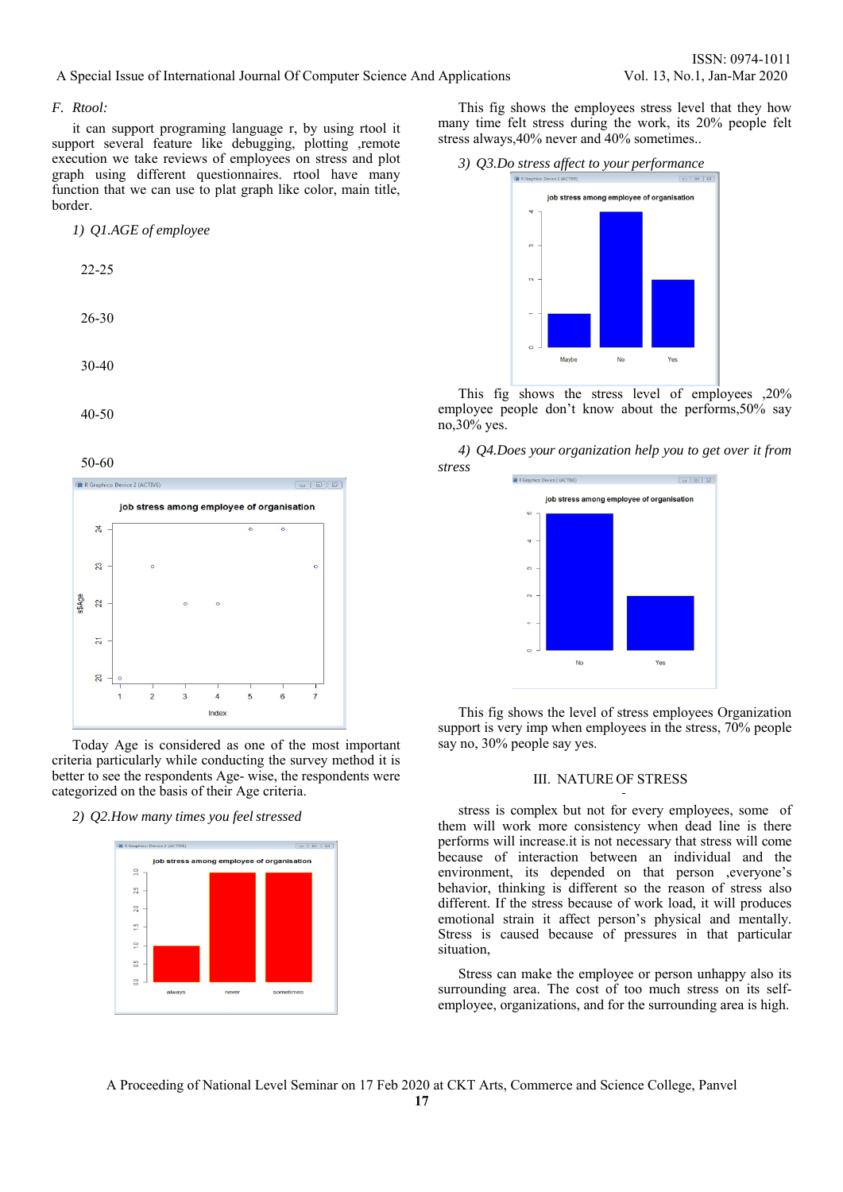### F. Rtool:

it can support programing language r, by using rtool it support several feature like debugging, plotting ,remote execution we take reviews of employees on stress and plot graph using different questionnaires. rtool have many function that we can use to plat graph like color, main title, border.

1) *Q1.AGE of employee*

22-25

26-30

30-40

40-50

50-60

Today Age is considered as one of the most important criteria particularly while conducting the survey method it is better to see the respondents Age- wise, the respondents were categorized on the basis of their Age criteria.

2) *Q2.How many times you feel stressed*

This fig shows the employees stress level that they how many time felt stress during the work, its 20% people felt stress always,40% never and 40% sometimes..

3) *Q3.Do stress affect to your performance*

This fig shows the stress level of employees ,20% employee people don't know about the performs,50% say no,30% yes.

4) *Q4.Does your organization help you to get over it from stress*

This fig shows the level of stress employees Organization support is very imp when employees in the stress, 70% people say no, 30% people say yes.

## III. NATURE OF STRESS

stress is complex but not for every employees, some of them will work more consistency when dead line is there performs will increase.it is not necessary that stress will come because of interaction between an individual and the environment, its depended on that person ,everyone's behavior, thinking is different so the reason of stress also different. If the stress because of work load, it will produces emotional strain it affect person's physical and mentally. Stress is caused because of pressures in that particular situation,

Stress can make the employee or person unhappy also its surrounding area. The cost of too much stress on its self-employee, organizations, and for the surrounding area is high.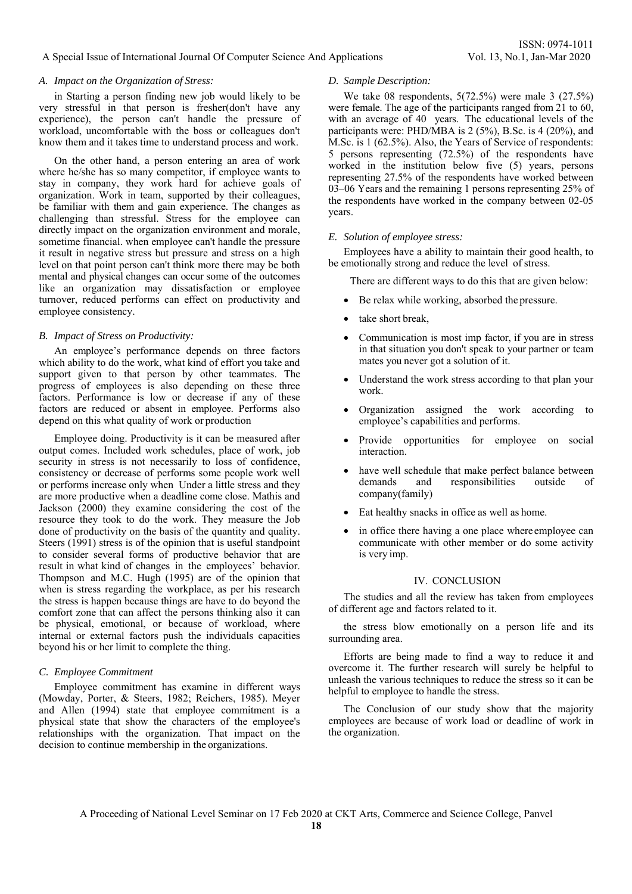### A. Impact on the Organization of Stress:

in Starting a person finding new job would likely to be very stressful in that person is fresher(don't have any experience), the person can't handle the pressure of workload, uncomfortable with the boss or colleagues don't know them and it takes time to understand process and work.

On the other hand, a person entering an area of work where he/she has so many competitor, if employee wants to stay in company, they work hard for achieve goals of organization. Work in team, supported by their colleagues, be familiar with them and gain experience. The changes as challenging than stressful. Stress for the employee can directly impact on the organization environment and morale, sometime financial. when employee can't handle the pressure it result in negative stress but pressure and stress on a high level on that point person can't think more there may be both mental and physical changes can occur some of the outcomes like an organization may dissatisfaction or employee turnover, reduced performs can effect on productivity and employee consistency.

### B. Impact of Stress on Productivity:

An employee's performance depends on three factors which ability to do the work, what kind of effort you take and support given to that person by other teammates. The progress of employees is also depending on these three factors. Performance is low or decrease if any of these factors are reduced or absent in employee. Performs also depend on this what quality of work or production

Employee doing. Productivity is it can be measured after output comes. Included work schedules, place of work, job security in stress is not necessarily to loss of confidence, consistency or decrease of performs some people work well or performs increase only when Under a little stress and they are more productive when a deadline come close. Mathis and Jackson (2000) they examine considering the cost of the resource they took to do the work. They measure the Job done of productivity on the basis of the quantity and quality. Steers (1991) stress is of the opinion that is useful standpoint to consider several forms of productive behavior that are result in what kind of changes in the employees' behavior. Thompson and M.C. Hugh (1995) are of the opinion that when is stress regarding the workplace, as per his research the stress is happen because things are have to do beyond the comfort zone that can affect the persons thinking also it can be physical, emotional, or because of workload, where internal or external factors push the individuals capacities beyond his or her limit to complete the thing.

### C. Employee Commitment

Employee commitment has examine in different ways (Mowday, Porter, & Steers, 1982; Reichers, 1985). Meyer and Allen (1994) state that employee commitment is a physical state that show the characters of the employee's relationships with the organization. That impact on the decision to continue membership in the organizations.

### D. Sample Description:

We take 08 respondents, 5(72.5%) were male 3 (27.5%) were female. The age of the participants ranged from 21 to 60, with an average of 40 years. The educational levels of the participants were: PHD/MBA is 2 (5%), B.Sc. is 4 (20%), and M.Sc. is 1 (62.5%). Also, the Years of Service of respondents: 5 persons representing (72.5%) of the respondents have worked in the institution below five (5) years, persons representing 27.5% of the respondents have worked between 03–06 Years and the remaining 1 persons representing 25% of the respondents have worked in the company between 02-05 years.

### E. Solution of employee stress:

Employees have a ability to maintain their good health, to be emotionally strong and reduce the level of stress.

There are different ways to do this that are given below:

- Be relax while working, absorbed the pressure.
- take short break,
- Communication is most imp factor, if you are in stress in that situation you don't speak to your partner or team mates you never got a solution of it.
- Understand the work stress according to that plan your work.
- Organization assigned the work according to employee's capabilities and performs.
- Provide opportunities for employee on social interaction.
- have well schedule that make perfect balance between demands and responsibilities outside of company(family)
- Eat healthy snacks in office as well as home.
- in office there having a one place where employee can communicate with other member or do some activity is very imp.

## IV. CONCLUSION

The studies and all the review has taken from employees of different age and factors related to it.

the stress blow emotionally on a person life and its surrounding area.

Efforts are being made to find a way to reduce it and overcome it. The further research will surely be helpful to unleash the various techniques to reduce the stress so it can be helpful to employee to handle the stress.

The Conclusion of our study show that the majority employees are because of work load or deadline of work in the organization.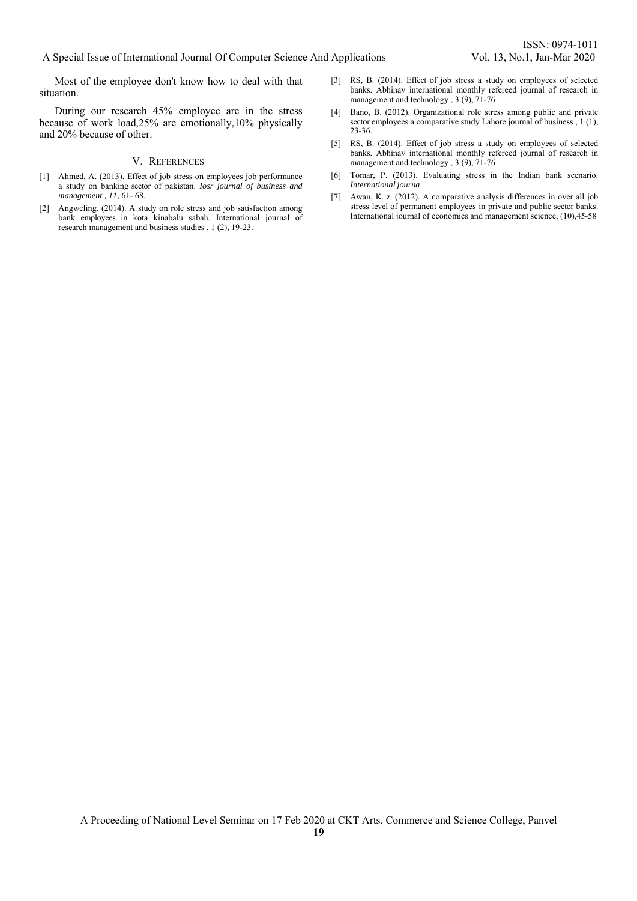Most of the employee don't know how to deal with that situation.

During our research 45% employee are in the stress because of work load,25% are emotionally,10% physically and 20% because of other.

## V. REFERENCES

[1] Ahmed, A. (2013). Effect of job stress on employees job performance a study on banking sector of pakistan. *Iosr journal of business and management , 11*, 61- 68.

[2] Angweling. (2014). A study on role stress and job satisfaction among bank employees in kota kinabalu sabah. International journal of research management and business studies , 1 (2), 19-23.

[3] RS, B. (2014). Effect of job stress a study on employees of selected banks. Abhinav international monthly refereed journal of research in management and technology , 3 (9), 71-76

[4] Bano, B. (2012). Organizational role stress among public and private sector employees a comparative study Lahore journal of business , 1 (1), 23-36.

[5] RS, B. (2014). Effect of job stress a study on employees of selected banks. Abhinav international monthly refereed journal of research in management and technology , 3 (9), 71-76

[6] Tomar, P. (2013). Evaluating stress in the Indian bank scenario. *International journa*

[7] Awan, K. z. (2012). A comparative analysis differences in over all job stress level of permanent employees in private and public sector banks. International journal of economics and management science, (10),45-58